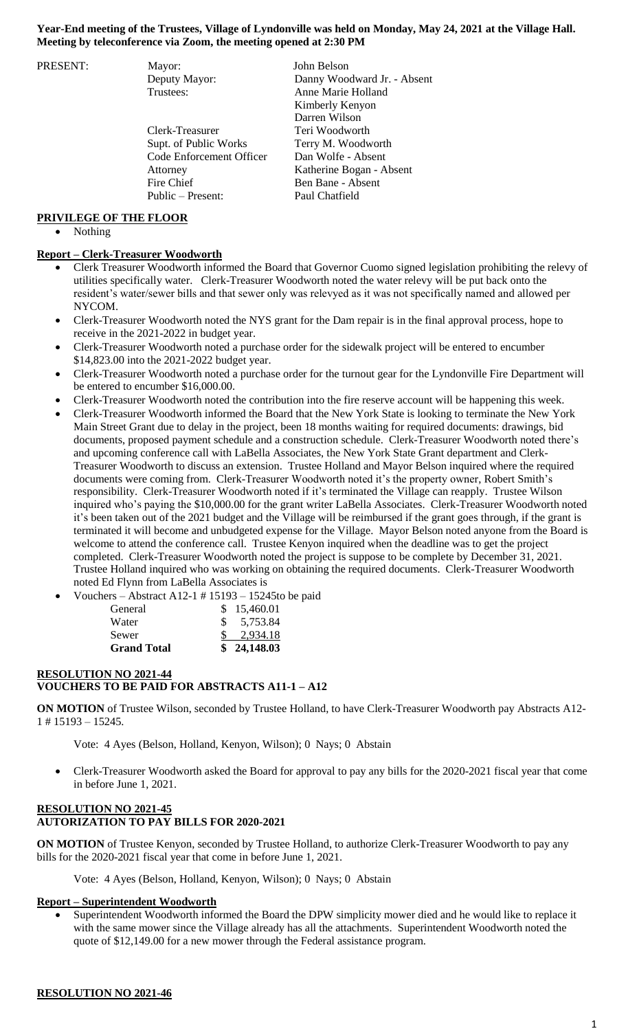**Year-End meeting of the Trustees, Village of Lyndonville was held on Monday, May 24, 2021 at the Village Hall. Meeting by teleconference via Zoom, the meeting opened at 2:30 PM**

| PRESENT: | Mayor: | John Belson |
|---|---|---|
| | Deputy Mayor: | Danny Woodward Jr. - Absent |
| | Trustees: | Anne Marie Holland |
| | | Kimberly Kenyon |
| | | Darren Wilson |
| | Clerk-Treasurer | Teri Woodworth |
| | Supt. of Public Works | Terry M. Woodworth |
| | Code Enforcement Officer | Dan Wolfe - Absent |
| | Attorney | Katherine Bogan - Absent |
| | Fire Chief | Ben Bane - Absent |
| | Public – Present: | Paul Chatfield |

**PRIVILEGE OF THE FLOOR**

- Nothing

**Report – Clerk-Treasurer Woodworth**

- Clerk Treasurer Woodworth informed the Board that Governor Cuomo signed legislation prohibiting the relevy of utilities specifically water. Clerk-Treasurer Woodworth noted the water relevy will be put back onto the resident's water/sewer bills and that sewer only was relevyed as it was not specifically named and allowed per NYCOM.
- Clerk-Treasurer Woodworth noted the NYS grant for the Dam repair is in the final approval process, hope to receive in the 2021-2022 in budget year.
- Clerk-Treasurer Woodworth noted a purchase order for the sidewalk project will be entered to encumber $14,823.00 into the 2021-2022 budget year.
- Clerk-Treasurer Woodworth noted a purchase order for the turnout gear for the Lyndonville Fire Department will be entered to encumber $16,000.00.
- Clerk-Treasurer Woodworth noted the contribution into the fire reserve account will be happening this week.
- Clerk-Treasurer Woodworth informed the Board that the New York State is looking to terminate the New York Main Street Grant due to delay in the project, been 18 months waiting for required documents: drawings, bid documents, proposed payment schedule and a construction schedule. Clerk-Treasurer Woodworth noted there's and upcoming conference call with LaBella Associates, the New York State Grant department and Clerk-Treasurer Woodworth to discuss an extension. Trustee Holland and Mayor Belson inquired where the required documents were coming from. Clerk-Treasurer Woodworth noted it's the property owner, Robert Smith's responsibility. Clerk-Treasurer Woodworth noted if it's terminated the Village can reapply. Trustee Wilson inquired who's paying the $10,000.00 for the grant writer LaBella Associates. Clerk-Treasurer Woodworth noted it's been taken out of the 2021 budget and the Village will be reimbursed if the grant goes through, if the grant is terminated it will become and unbudgeted expense for the Village. Mayor Belson noted anyone from the Board is welcome to attend the conference call. Trustee Kenyon inquired when the deadline was to get the project completed. Clerk-Treasurer Woodworth noted the project is suppose to be complete by December 31, 2021. Trustee Holland inquired who was working on obtaining the required documents. Clerk-Treasurer Woodworth noted Ed Flynn from LaBella Associates is
- Vouchers – Abstract A12-1 # 15193 – 15245to be paid

| | |
|---|---|
| General | $ 15,460.01 |
| Water | $ 5,753.84 |
| Sewer | $ 2,934.18 |
| **Grand Total** | **$ 24,148.03** |

**RESOLUTION NO 2021-44**
**VOUCHERS TO BE PAID FOR ABSTRACTS A11-1 – A12**

**ON MOTION** of Trustee Wilson, seconded by Trustee Holland, to have Clerk-Treasurer Woodworth pay Abstracts A12-1 # 15193 – 15245.

Vote: 4 Ayes (Belson, Holland, Kenyon, Wilson); 0 Nays; 0 Abstain

- Clerk-Treasurer Woodworth asked the Board for approval to pay any bills for the 2020-2021 fiscal year that come in before June 1, 2021.

**RESOLUTION NO 2021-45**
**AUTORIZATION TO PAY BILLS FOR 2020-2021**

**ON MOTION** of Trustee Kenyon, seconded by Trustee Holland, to authorize Clerk-Treasurer Woodworth to pay any bills for the 2020-2021 fiscal year that come in before June 1, 2021.

Vote: 4 Ayes (Belson, Holland, Kenyon, Wilson); 0 Nays; 0 Abstain

**Report – Superintendent Woodworth**

- Superintendent Woodworth informed the Board the DPW simplicity mower died and he would like to replace it with the same mower since the Village already has all the attachments. Superintendent Woodworth noted the quote of $12,149.00 for a new mower through the Federal assistance program.

**RESOLUTION NO 2021-46**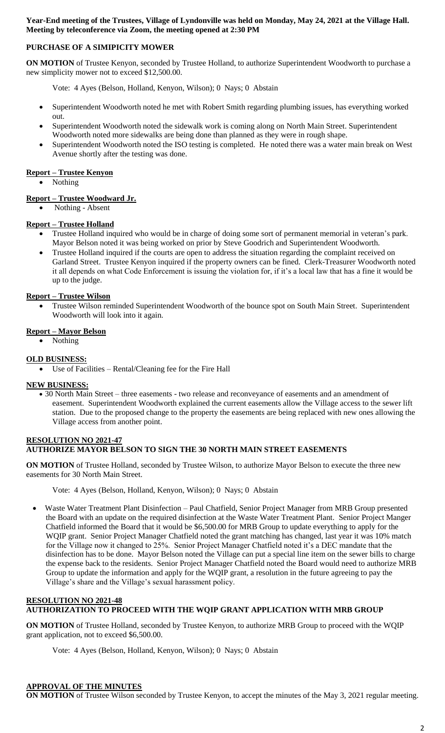**Year-End meeting of the Trustees, Village of Lyndonville was held on Monday, May 24, 2021 at the Village Hall. Meeting by teleconference via Zoom, the meeting opened at 2:30 PM**

## PURCHASE OF A SIMIPICITY MOWER

**ON MOTION** of Trustee Kenyon, seconded by Trustee Holland, to authorize Superintendent Woodworth to purchase a new simplicity mower not to exceed $12,500.00.

Vote: 4 Ayes (Belson, Holland, Kenyon, Wilson); 0 Nays; 0 Abstain

- Superintendent Woodworth noted he met with Robert Smith regarding plumbing issues, has everything worked out.
- Superintendent Woodworth noted the sidewalk work is coming along on North Main Street. Superintendent Woodworth noted more sidewalks are being done than planned as they were in rough shape.
- Superintendent Woodworth noted the ISO testing is completed. He noted there was a water main break on West Avenue shortly after the testing was done.

### Report – Trustee Kenyon

- Nothing

### Report – Trustee Woodward Jr.

- Nothing - Absent

### Report – Trustee Holland

- Trustee Holland inquired who would be in charge of doing some sort of permanent memorial in veteran's park. Mayor Belson noted it was being worked on prior by Steve Goodrich and Superintendent Woodworth.
- Trustee Holland inquired if the courts are open to address the situation regarding the complaint received on Garland Street. Trustee Kenyon inquired if the property owners can be fined. Clerk-Treasurer Woodworth noted it all depends on what Code Enforcement is issuing the violation for, if it's a local law that has a fine it would be up to the judge.

### Report – Trustee Wilson

- Trustee Wilson reminded Superintendent Woodworth of the bounce spot on South Main Street. Superintendent Woodworth will look into it again.

### Report – Mayor Belson

- Nothing

### OLD BUSINESS:

- Use of Facilities – Rental/Cleaning fee for the Fire Hall

### NEW BUSINESS:

- 30 North Main Street – three easements - two release and reconveyance of easements and an amendment of easement. Superintendent Woodworth explained the current easements allow the Village access to the sewer lift station. Due to the proposed change to the property the easements are being replaced with new ones allowing the Village access from another point.

## RESOLUTION NO 2021-47
## AUTHORIZE MAYOR BELSON TO SIGN THE 30 NORTH MAIN STREET EASEMENTS

**ON MOTION** of Trustee Holland, seconded by Trustee Wilson, to authorize Mayor Belson to execute the three new easements for 30 North Main Street.

Vote: 4 Ayes (Belson, Holland, Kenyon, Wilson); 0 Nays; 0 Abstain

- Waste Water Treatment Plant Disinfection – Paul Chatfield, Senior Project Manager from MRB Group presented the Board with an update on the required disinfection at the Waste Water Treatment Plant. Senior Project Manger Chatfield informed the Board that it would be $6,500.00 for MRB Group to update everything to apply for the WQIP grant. Senior Project Manager Chatfield noted the grant matching has changed, last year it was 10% match for the Village now it changed to 25%. Senior Project Manager Chatfield noted it's a DEC mandate that the disinfection has to be done. Mayor Belson noted the Village can put a special line item on the sewer bills to charge the expense back to the residents. Senior Project Manager Chatfield noted the Board would need to authorize MRB Group to update the information and apply for the WQIP grant, a resolution in the future agreeing to pay the Village's share and the Village's sexual harassment policy.

## RESOLUTION NO 2021-48
## AUTHORIZATION TO PROCEED WITH THE WQIP GRANT APPLICATION WITH MRB GROUP

**ON MOTION** of Trustee Holland, seconded by Trustee Kenyon, to authorize MRB Group to proceed with the WQIP grant application, not to exceed $6,500.00.

Vote: 4 Ayes (Belson, Holland, Kenyon, Wilson); 0 Nays; 0 Abstain

## APPROVAL OF THE MINUTES

**ON MOTION** of Trustee Wilson seconded by Trustee Kenyon, to accept the minutes of the May 3, 2021 regular meeting.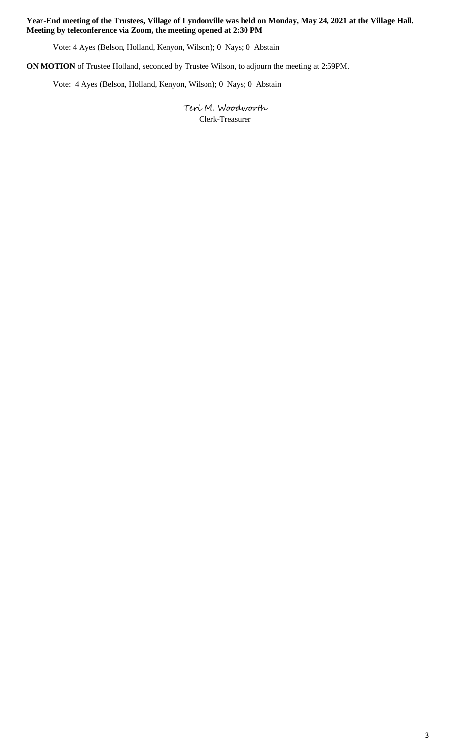**Year-End meeting of the Trustees, Village of Lyndonville was held on Monday, May 24, 2021 at the Village Hall. Meeting by teleconference via Zoom, the meeting opened at 2:30 PM**

Vote: 4 Ayes (Belson, Holland, Kenyon, Wilson); 0 Nays; 0 Abstain

**ON MOTION** of Trustee Holland, seconded by Trustee Wilson, to adjourn the meeting at 2:59PM.

Vote: 4 Ayes (Belson, Holland, Kenyon, Wilson); 0 Nays; 0 Abstain

Teri M. Woodworth
Clerk-Treasurer